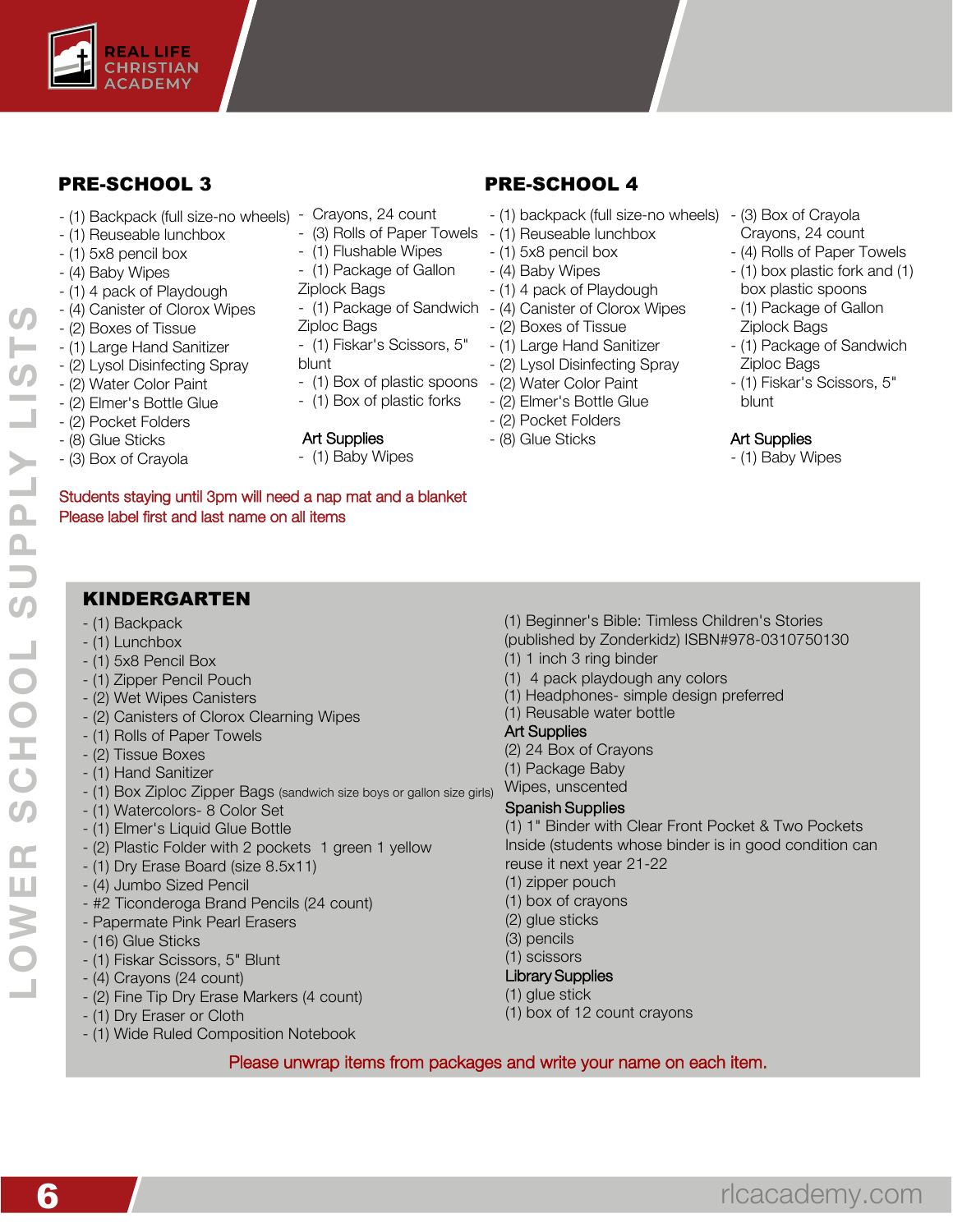REAL LIFE CHRISTIAN ACADEMY

LOWER SCHOOL SUPPLY LISTS

## PRE-SCHOOL 3

- (1) Backpack (full size-no wheels)
- (1) Reuseable lunchbox
- (1) 5x8 pencil box
- (4) Baby Wipes
- (1) 4 pack of Playdough
- (4) Canister of Clorox Wipes
- (2) Boxes of Tissue
- (1) Large Hand Sanitizer
- (2) Lysol Disinfecting Spray
- (2) Water Color Paint
- (2) Elmer's Bottle Glue
- (2) Pocket Folders
- (8) Glue Sticks
- (3) Box of Crayola
- Crayons, 24 count
- (3) Rolls of Paper Towels
- (1) Flushable Wipes
- (1) Package of Gallon Ziplock Bags
- (1) Package of Sandwich Ziploc Bags
- (1) Fiskar's Scissors, 5" blunt
- (1) Box of plastic spoons
- (1) Box of plastic forks

Art Supplies

- (1) Baby Wipes

## PRE-SCHOOL 4

- (1) backpack (full size-no wheels)
- (1) Reuseable lunchbox
- (1) 5x8 pencil box
- (4) Baby Wipes
- (1) 4 pack of Playdough
- (4) Canister of Clorox Wipes
- (2) Boxes of Tissue
- (1) Large Hand Sanitizer
- (2) Lysol Disinfecting Spray
- (2) Water Color Paint
- (2) Elmer's Bottle Glue
- (2) Pocket Folders
- (8) Glue Sticks
- (3) Box of Crayola Crayons, 24 count
- (4) Rolls of Paper Towels
- (1) box plastic fork and (1) box plastic spoons
- (1) Package of Gallon Ziplock Bags
- (1) Package of Sandwich Ziploc Bags
- (1) Fiskar's Scissors, 5" blunt

Art Supplies

- (1) Baby Wipes

Students staying until 3pm will need a nap mat and a blanket
Please label first and last name on all items

## KINDERGARTEN

- (1) Backpack
- (1) Lunchbox
- (1) 5x8 Pencil Box
- (1) Zipper Pencil Pouch
- (2) Wet Wipes Canisters
- (2) Canisters of Clorox Clearning Wipes
- (1) Rolls of Paper Towels
- (2) Tissue Boxes
- (1) Hand Sanitizer
- (1) Box Ziploc Zipper Bags (sandwich size boys or gallon size girls)
- (1) Watercolors- 8 Color Set
- (1) Elmer's Liquid Glue Bottle
- (2) Plastic Folder with 2 pockets 1 green 1 yellow
- (1) Dry Erase Board (size 8.5x11)
- (4) Jumbo Sized Pencil
- #2 Ticonderoga Brand Pencils (24 count)
- Papermate Pink Pearl Erasers
- (16) Glue Sticks
- (1) Fiskar Scissors, 5" Blunt
- (4) Crayons (24 count)
- (2) Fine Tip Dry Erase Markers (4 count)
- (1) Dry Eraser or Cloth
- (1) Wide Ruled Composition Notebook

(1) Beginner's Bible: Timless Children's Stories (published by Zonderkidz) ISBN#978-0310750130
(1) 1 inch 3 ring binder
(1) 4 pack playdough any colors
(1) Headphones- simple design preferred
(1) Reusable water bottle

Art Supplies

(2) 24 Box of Crayons
(1) Package Baby Wipes, unscented

Spanish Supplies

(1) 1" Binder with Clear Front Pocket & Two Pockets Inside (students whose binder is in good condition can reuse it next year 21-22
(1) zipper pouch
(1) box of crayons
(2) glue sticks
(3) pencils
(1) scissors

Library Supplies

(1) glue stick
(1) box of 12 count crayons

Please unwrap items from packages and write your name on each item.

rlcacademy.com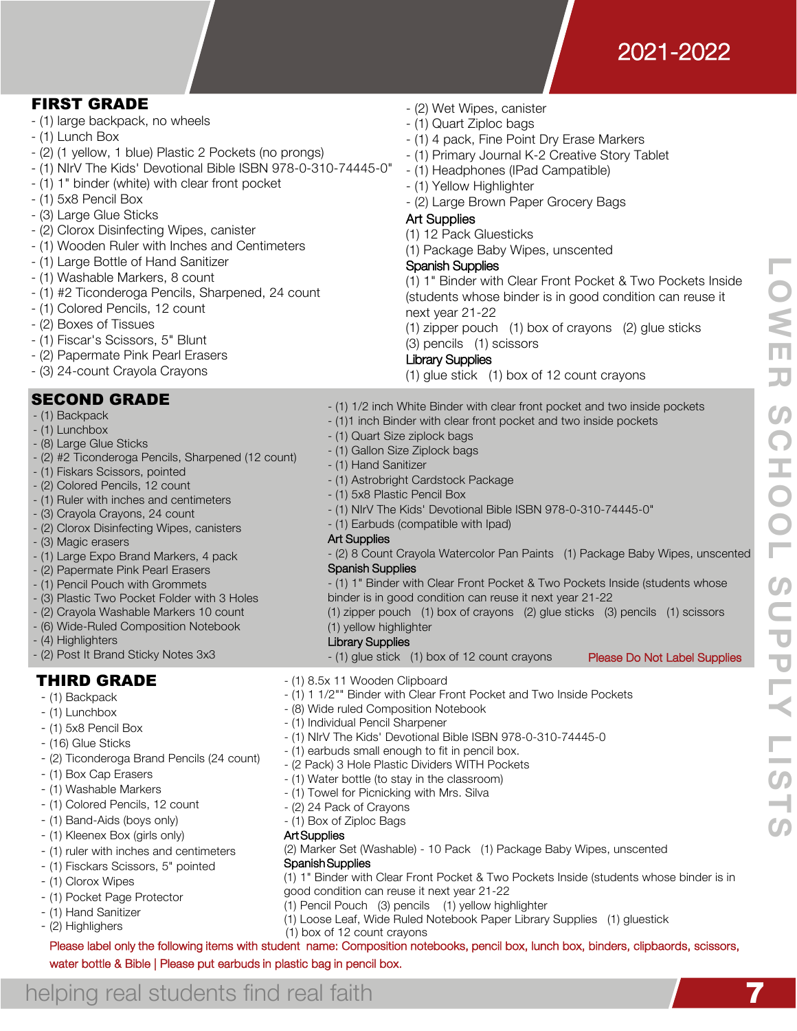2021-2022

# LOWER SCHOOL SUPPLY LISTS

## FIRST GRADE

- (1) large backpack, no wheels
- (1) Lunch Box
- (2) (1 yellow, 1 blue) Plastic 2 Pockets (no prongs)
- (1) NIrV The Kids' Devotional Bible ISBN 978-0-310-74445-0"
- (1) 1" binder (white) with clear front pocket
- (1) 5x8 Pencil Box
- (3) Large Glue Sticks
- (2) Clorox Disinfecting Wipes, canister
- (1) Wooden Ruler with Inches and Centimeters
- (1) Large Bottle of Hand Sanitizer
- (1) Washable Markers, 8 count
- (1) #2 Ticonderoga Pencils, Sharpened, 24 count
- (1) Colored Pencils, 12 count
- (2) Boxes of Tissues
- (1) Fiscar's Scissors, 5" Blunt
- (2) Papermate Pink Pearl Erasers
- (3) 24-count Crayola Crayons
- (2) Wet Wipes, canister
- (1) Quart Ziploc bags
- (1) 4 pack, Fine Point Dry Erase Markers
- (1) Primary Journal K-2 Creative Story Tablet
- (1) Headphones (IPad Campatible)
- (1) Yellow Highlighter
- (2) Large Brown Paper Grocery Bags

**Art Supplies**

(1) 12 Pack Gluesticks
(1) Package Baby Wipes, unscented

**Spanish Supplies**

(1) 1" Binder with Clear Front Pocket & Two Pockets Inside (students whose binder is in good condition can reuse it next year 21-22
(1) zipper pouch (1) box of crayons (2) glue sticks
(3) pencils (1) scissors

**Library Supplies**

(1) glue stick (1) box of 12 count crayons

## SECOND GRADE

- (1) Backpack
- (1) Lunchbox
- (8) Large Glue Sticks
- (2) #2 Ticonderoga Pencils, Sharpened (12 count)
- (1) Fiskars Scissors, pointed
- (2) Colored Pencils, 12 count
- (1) Ruler with inches and centimeters
- (3) Crayola Crayons, 24 count
- (2) Clorox Disinfecting Wipes, canisters
- (3) Magic erasers
- (1) Large Expo Brand Markers, 4 pack
- (2) Papermate Pink Pearl Erasers
- (1) Pencil Pouch with Grommets
- (3) Plastic Two Pocket Folder with 3 Holes
- (2) Crayola Washable Markers 10 count
- (6) Wide-Ruled Composition Notebook
- (4) Highlighters
- (2) Post It Brand Sticky Notes 3x3
- (1) 1/2 inch White Binder with clear front pocket and two inside pockets
- (1)1 inch Binder with clear front pocket and two inside pockets
- (1) Quart Size ziplock bags
- (1) Gallon Size Ziplock bags
- (1) Hand Sanitizer
- (1) Astrobright Cardstock Package
- (1) 5x8 Plastic Pencil Box
- (1) NIrV The Kids' Devotional Bible ISBN 978-0-310-74445-0"
- (1) Earbuds (compatible with Ipad)

**Art Supplies**

- (2) 8 Count Crayola Watercolor Pan Paints (1) Package Baby Wipes, unscented

**Spanish Supplies**

- (1) 1" Binder with Clear Front Pocket & Two Pockets Inside (students whose binder is in good condition can reuse it next year 21-22
(1) zipper pouch (1) box of crayons (2) glue sticks (3) pencils (1) scissors
(1) yellow highlighter

**Library Supplies**

- (1) glue stick (1) box of 12 count crayons

Please Do Not Label Supplies

## THIRD GRADE

- (1) Backpack
- (1) Lunchbox
- (1) 5x8 Pencil Box
- (16) Glue Sticks
- (2) Ticonderoga Brand Pencils (24 count)
- (1) Box Cap Erasers
- (1) Washable Markers
- (1) Colored Pencils, 12 count
- (1) Band-Aids (boys only)
- (1) Kleenex Box (girls only)
- (1) ruler with inches and centimeters
- (1) Fisckars Scissors, 5" pointed
- (1) Clorox Wipes
- (1) Pocket Page Protector
- (1) Hand Sanitizer
- (2) Highlighters
- (1) 8.5x 11 Wooden Clipboard
- (1) 1 1/2"" Binder with Clear Front Pocket and Two Inside Pockets
- (8) Wide ruled Composition Notebook
- (1) Individual Pencil Sharpener
- (1) NIrV The Kids' Devotional Bible ISBN 978-0-310-74445-0
- (1) earbuds small enough to fit in pencil box.
- (2 Pack) 3 Hole Plastic Dividers WITH Pockets
- (1) Water bottle (to stay in the classroom)
- (1) Towel for Picnicking with Mrs. Silva
- (2) 24 Pack of Crayons
- (1) Box of Ziploc Bags

**Art Supplies**

(2) Marker Set (Washable) - 10 Pack (1) Package Baby Wipes, unscented

**Spanish Supplies**

(1) 1" Binder with Clear Front Pocket & Two Pockets Inside (students whose binder is in good condition can reuse it next year 21-22
(1) Pencil Pouch (3) pencils (1) yellow highlighter
(1) Loose Leaf, Wide Ruled Notebook Paper Library Supplies (1) gluestick
(1) box of 12 count crayons

Please label only the following items with student name: Composition notebooks, pencil box, lunch box, binders, clipbaords, scissors, water bottle & Bible | Please put earbuds in plastic bag in pencil box.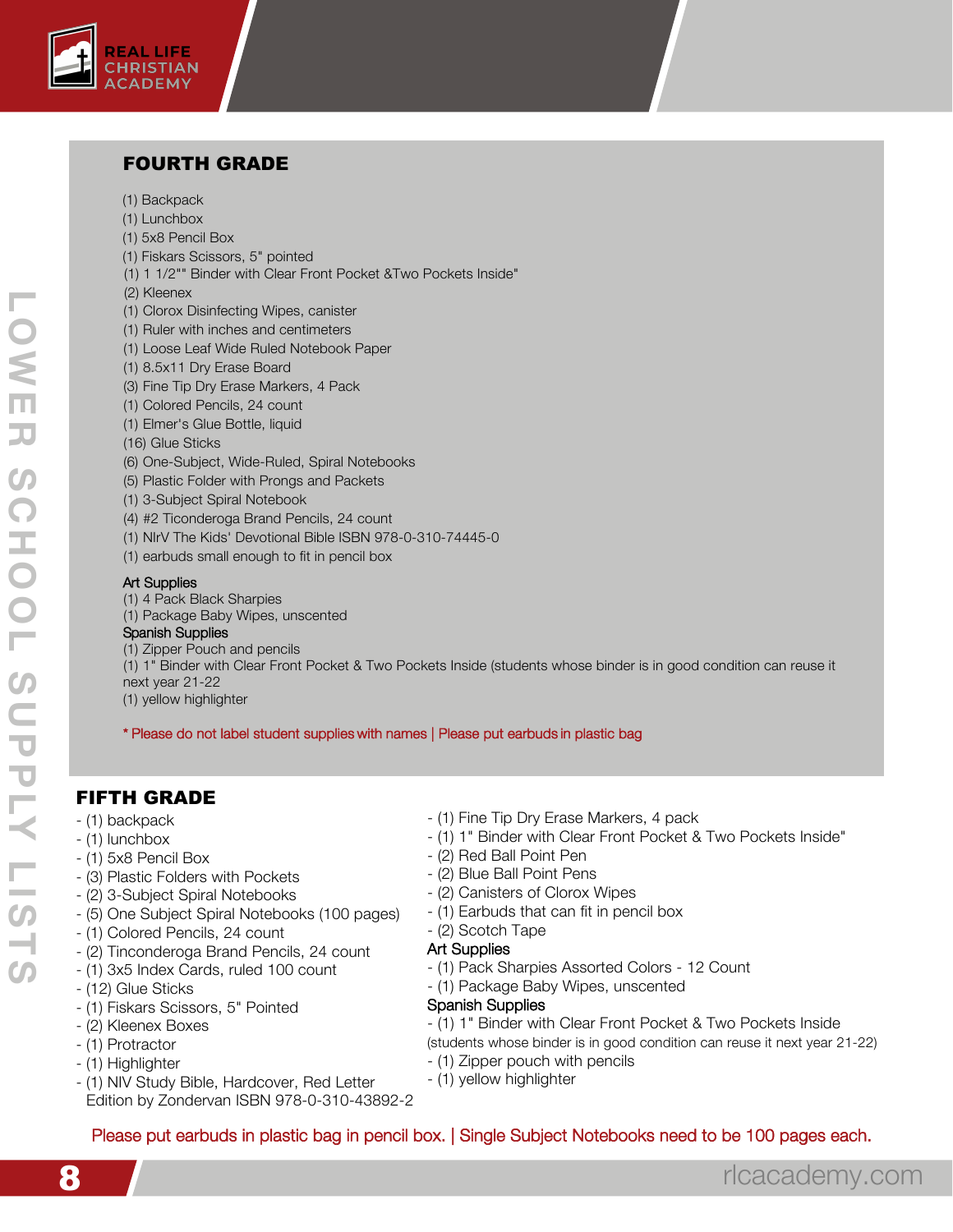## FOURTH GRADE

(1) Backpack
(1) Lunchbox
(1) 5x8 Pencil Box
(1) Fiskars Scissors, 5" pointed
(1) 1 1/2"" Binder with Clear Front Pocket &Two Pockets Inside"
(2) Kleenex
(1) Clorox Disinfecting Wipes, canister
(1) Ruler with inches and centimeters
(1) Loose Leaf Wide Ruled Notebook Paper
(1) 8.5x11 Dry Erase Board
(3) Fine Tip Dry Erase Markers, 4 Pack
(1) Colored Pencils, 24 count
(1) Elmer's Glue Bottle, liquid
(16) Glue Sticks
(6) One-Subject, Wide-Ruled, Spiral Notebooks
(5) Plastic Folder with Prongs and Packets
(1) 3-Subject Spiral Notebook
(4) #2 Ticonderoga Brand Pencils, 24 count
(1) NIrV The Kids' Devotional Bible ISBN 978-0-310-74445-0
(1) earbuds small enough to fit in pencil box

Art Supplies
(1) 4 Pack Black Sharpies
(1) Package Baby Wipes, unscented
Spanish Supplies
(1) Zipper Pouch and pencils
(1) 1" Binder with Clear Front Pocket & Two Pockets Inside (students whose binder is in good condition can reuse it next year 21-22
(1) yellow highlighter

* Please do not label student supplies with names | Please put earbuds in plastic bag

## FIFTH GRADE

- (1) backpack
- (1) lunchbox
- (1) 5x8 Pencil Box
- (3) Plastic Folders with Pockets
- (2) 3-Subject Spiral Notebooks
- (5) One Subject Spiral Notebooks (100 pages)
- (1) Colored Pencils, 24 count
- (2) Tinconderoga Brand Pencils, 24 count
- (1) 3x5 Index Cards, ruled 100 count
- (12) Glue Sticks
- (1) Fiskars Scissors, 5" Pointed
- (2) Kleenex Boxes
- (1) Protractor
- (1) Highlighter
- (1) NIV Study Bible, Hardcover, Red Letter Edition by Zondervan ISBN 978-0-310-43892-2
- (1) Fine Tip Dry Erase Markers, 4 pack
- (1) 1" Binder with Clear Front Pocket & Two Pockets Inside"
- (2) Red Ball Point Pen
- (2) Blue Ball Point Pens
- (2) Canisters of Clorox Wipes
- (1) Earbuds that can fit in pencil box
- (2) Scotch Tape

Art Supplies
- (1) Pack Sharpies Assorted Colors - 12 Count
- (1) Package Baby Wipes, unscented

Spanish Supplies
- (1) 1" Binder with Clear Front Pocket & Two Pockets Inside
(students whose binder is in good condition can reuse it next year 21-22)
- (1) Zipper pouch with pencils
- (1) yellow highlighter

Please put earbuds in plastic bag in pencil box. | Single Subject Notebooks need to be 100 pages each.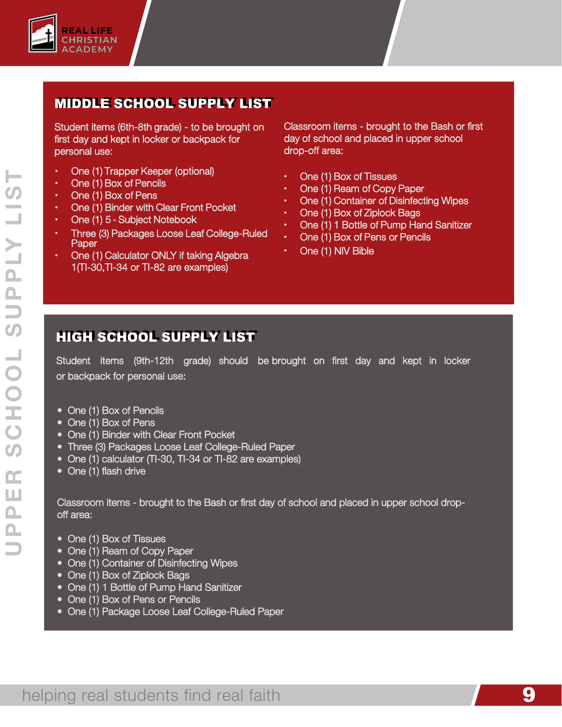## MIDDLE SCHOOL SUPPLY LIST

Student items (6th-8th grade) - to be brought on first day and kept in locker or backpack for personal use:

- One (1) Trapper Keeper (optional)
- One (1) Box of Pencils
- One (1) Box of Pens
- One (1) Binder with Clear Front Pocket
- One (1) 5 - Subject Notebook
- Three (3) Packages Loose Leaf College-Ruled Paper
- One (1) Calculator ONLY if taking Algebra 1(TI-30,TI-34 or TI-82 are examples)

Classroom items - brought to the Bash or first day of school and placed in upper school drop-off area:

- One (1) Box of Tissues
- One (1) Ream of Copy Paper
- One (1) Container of Disinfecting Wipes
- One (1) Box of Ziplock Bags
- One (1) 1 Bottle of Pump Hand Sanitizer
- One (1) Box of Pens or Pencils
- One (1) NIV Bible

## HIGH SCHOOL SUPPLY LIST

Student items (9th-12th grade) should be brought on first day and kept in locker or backpack for personal use:

- One (1) Box of Pencils
- One (1) Box of Pens
- One (1) Binder with Clear Front Pocket
- Three (3) Packages Loose Leaf College-Ruled Paper
- One (1) calculator (TI-30, TI-34 or TI-82 are examples)
- One (1) flash drive

Classroom items - brought to the Bash or first day of school and placed in upper school drop-off area:

- One (1) Box of Tissues
- One (1) Ream of Copy Paper
- One (1) Container of Disinfecting Wipes
- One (1) Box of Ziplock Bags
- One (1) 1 Bottle of Pump Hand Sanitizer
- One (1) Box of Pens or Pencils
- One (1) Package Loose Leaf College-Ruled Paper